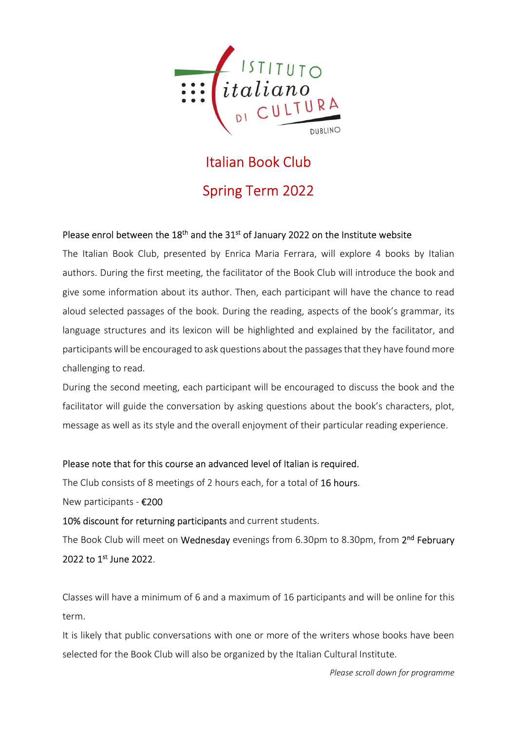Istituto italiano di Cultura Dublino

# Italian Book Club

## Spring Term 2022

Please enrol between the 18th and the 31st of January 2022 on the Institute website

The Italian Book Club, presented by Enrica Maria Ferrara, will explore 4 books by Italian authors. During the first meeting, the facilitator of the Book Club will introduce the book and give some information about its author. Then, each participant will have the chance to read aloud selected passages of the book. During the reading, aspects of the book's grammar, its language structures and its lexicon will be highlighted and explained by the facilitator, and participants will be encouraged to ask questions about the passages that they have found more challenging to read.

During the second meeting, each participant will be encouraged to discuss the book and the facilitator will guide the conversation by asking questions about the book's characters, plot, message as well as its style and the overall enjoyment of their particular reading experience.

Please note that for this course an advanced level of Italian is required.

The Club consists of 8 meetings of 2 hours each, for a total of 16 hours.

New participants - €200

10% discount for returning participants and current students.

The Book Club will meet on Wednesday evenings from 6.30pm to 8.30pm, from 2nd February 2022 to 1st June 2022.

Classes will have a minimum of 6 and a maximum of 16 participants and will be online for this term.

It is likely that public conversations with one or more of the writers whose books have been selected for the Book Club will also be organized by the Italian Cultural Institute.

*Please scroll down for programme*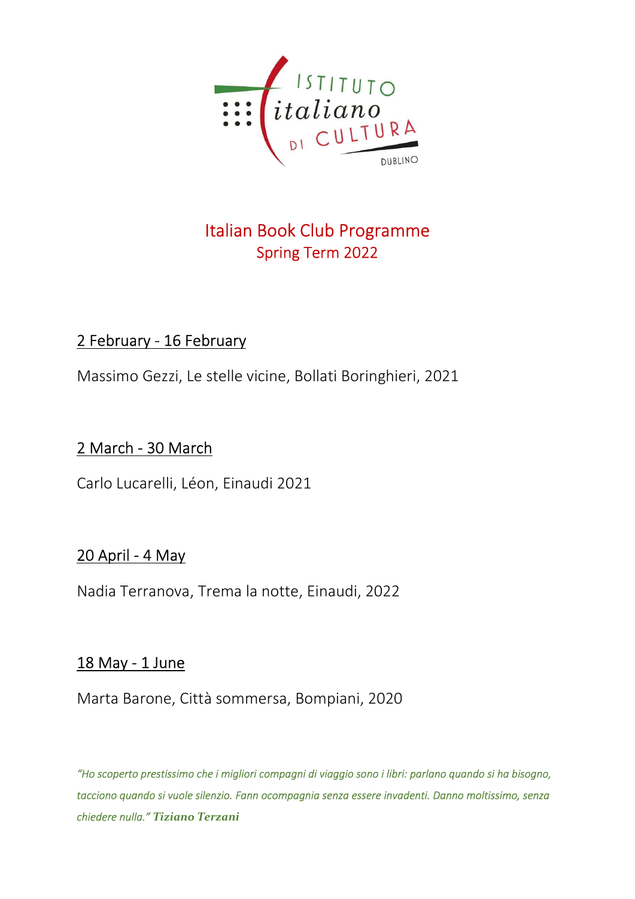ISTITUTO italiano DI CULTURA DUBLINO

# Italian Book Club Programme

## Spring Term 2022

2 February - 16 February

Massimo Gezzi, Le stelle vicine, Bollati Boringhieri, 2021

2 March - 30 March

Carlo Lucarelli, Léon, Einaudi 2021

20 April - 4 May

Nadia Terranova, Trema la notte, Einaudi, 2022

18 May - 1 June

Marta Barone, Città sommersa, Bompiani, 2020

*"Ho scoperto prestissimo che i migliori compagni di viaggio sono i libri: parlano quando si ha bisogno, tacciono quando si vuole silenzio. Fann ocompagnia senza essere invadenti. Danno moltissimo, senza chiedere nulla."* ***Tiziano Terzani***